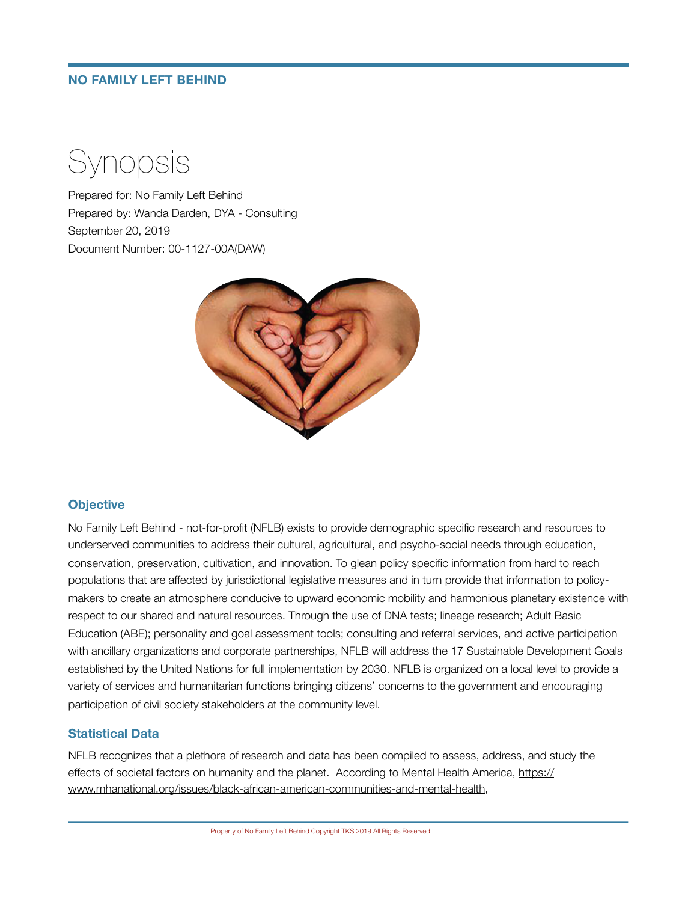**NO FAMILY LEFT BEHIND**

# Synopsis

Prepared for: No Family Left Behind
Prepared by: Wanda Darden, DYA - Consulting
September 20, 2019
Document Number: 00-1127-00A(DAW)

## Objective

No Family Left Behind - not-for-profit (NFLB) exists to provide demographic specific research and resources to underserved communities to address their cultural, agricultural, and psycho-social needs through education, conservation, preservation, cultivation, and innovation. To glean policy specific information from hard to reach populations that are affected by jurisdictional legislative measures and in turn provide that information to policy-makers to create an atmosphere conducive to upward economic mobility and harmonious planetary existence with respect to our shared and natural resources. Through the use of DNA tests; lineage research; Adult Basic Education (ABE); personality and goal assessment tools; consulting and referral services, and active participation with ancillary organizations and corporate partnerships, NFLB will address the 17 Sustainable Development Goals established by the United Nations for full implementation by 2030. NFLB is organized on a local level to provide a variety of services and humanitarian functions bringing citizens' concerns to the government and encouraging participation of civil society stakeholders at the community level.

## Statistical Data

NFLB recognizes that a plethora of research and data has been compiled to assess, address, and study the effects of societal factors on humanity and the planet. According to Mental Health America, https://www.mhanational.org/issues/black-african-american-communities-and-mental-health,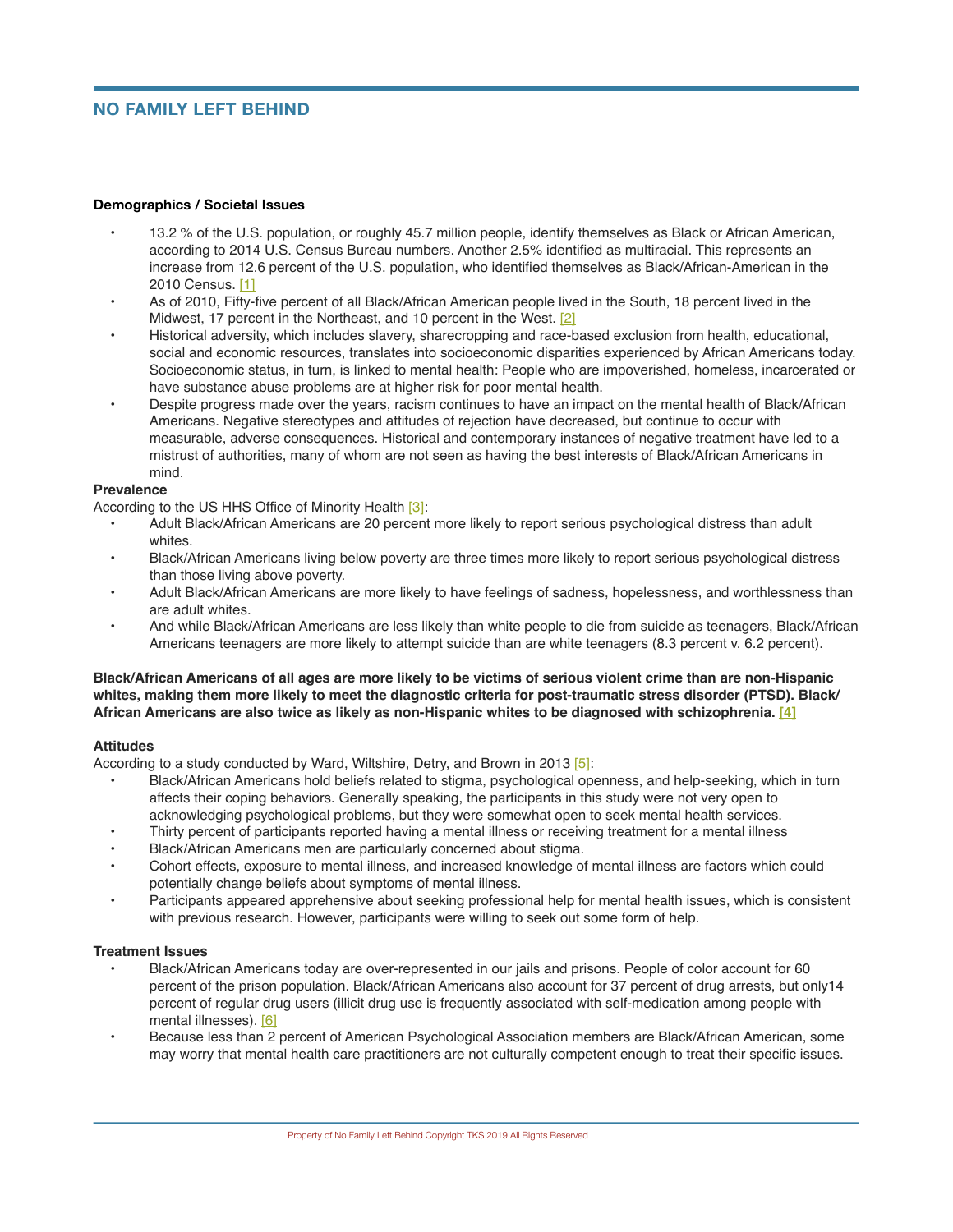### Demographics / Societal Issues

- 13.2 % of the U.S. population, or roughly 45.7 million people, identify themselves as Black or African American, according to 2014 U.S. Census Bureau numbers. Another 2.5% identified as multiracial. This represents an increase from 12.6 percent of the U.S. population, who identified themselves as Black/African-American in the 2010 Census. [1]
- As of 2010, Fifty-five percent of all Black/African American people lived in the South, 18 percent lived in the Midwest, 17 percent in the Northeast, and 10 percent in the West. [2]
- Historical adversity, which includes slavery, sharecropping and race-based exclusion from health, educational, social and economic resources, translates into socioeconomic disparities experienced by African Americans today. Socioeconomic status, in turn, is linked to mental health: People who are impoverished, homeless, incarcerated or have substance abuse problems are at higher risk for poor mental health.
- Despite progress made over the years, racism continues to have an impact on the mental health of Black/African Americans. Negative stereotypes and attitudes of rejection have decreased, but continue to occur with measurable, adverse consequences. Historical and contemporary instances of negative treatment have led to a mistrust of authorities, many of whom are not seen as having the best interests of Black/African Americans in mind.

### Prevalence

According to the US HHS Office of Minority Health [3]:

- Adult Black/African Americans are 20 percent more likely to report serious psychological distress than adult whites.
- Black/African Americans living below poverty are three times more likely to report serious psychological distress than those living above poverty.
- Adult Black/African Americans are more likely to have feelings of sadness, hopelessness, and worthlessness than are adult whites.
- And while Black/African Americans are less likely than white people to die from suicide as teenagers, Black/African Americans teenagers are more likely to attempt suicide than are white teenagers (8.3 percent v. 6.2 percent).

**Black/African Americans of all ages are more likely to be victims of serious violent crime than are non-Hispanic whites, making them more likely to meet the diagnostic criteria for post-traumatic stress disorder (PTSD). Black/African Americans are also twice as likely as non-Hispanic whites to be diagnosed with schizophrenia. [4]**

### Attitudes

According to a study conducted by Ward, Wiltshire, Detry, and Brown in 2013 [5]:

- Black/African Americans hold beliefs related to stigma, psychological openness, and help-seeking, which in turn affects their coping behaviors. Generally speaking, the participants in this study were not very open to acknowledging psychological problems, but they were somewhat open to seek mental health services.
- Thirty percent of participants reported having a mental illness or receiving treatment for a mental illness
- Black/African Americans men are particularly concerned about stigma.
- Cohort effects, exposure to mental illness, and increased knowledge of mental illness are factors which could potentially change beliefs about symptoms of mental illness.
- Participants appeared apprehensive about seeking professional help for mental health issues, which is consistent with previous research. However, participants were willing to seek out some form of help.

### Treatment Issues

- Black/African Americans today are over-represented in our jails and prisons. People of color account for 60 percent of the prison population. Black/African Americans also account for 37 percent of drug arrests, but only14 percent of regular drug users (illicit drug use is frequently associated with self-medication among people with mental illnesses). [6]
- Because less than 2 percent of American Psychological Association members are Black/African American, some may worry that mental health care practitioners are not culturally competent enough to treat their specific issues.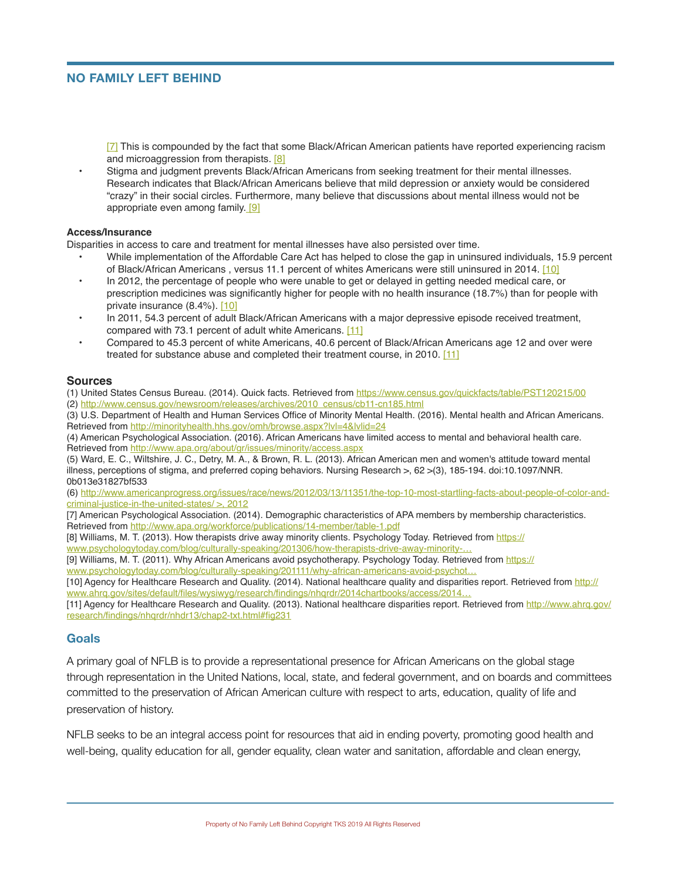[7] This is compounded by the fact that some Black/African American patients have reported experiencing racism and microaggression from therapists. [8]

- Stigma and judgment prevents Black/African Americans from seeking treatment for their mental illnesses. Research indicates that Black/African Americans believe that mild depression or anxiety would be considered "crazy" in their social circles. Furthermore, many believe that discussions about mental illness would not be appropriate even among family. [9]

**Access/Insurance**

Disparities in access to care and treatment for mental illnesses have also persisted over time.

- While implementation of the Affordable Care Act has helped to close the gap in uninsured individuals, 15.9 percent of Black/African Americans , versus 11.1 percent of whites Americans were still uninsured in 2014. [10]
- In 2012, the percentage of people who were unable to get or delayed in getting needed medical care, or prescription medicines was significantly higher for people with no health insurance (18.7%) than for people with private insurance (8.4%). [10]
- In 2011, 54.3 percent of adult Black/African Americans with a major depressive episode received treatment, compared with 73.1 percent of adult white Americans. [11]
- Compared to 45.3 percent of white Americans, 40.6 percent of Black/African Americans age 12 and over were treated for substance abuse and completed their treatment course, in 2010. [11]

### Sources

(1) United States Census Bureau. (2014). Quick facts. Retrieved from https://www.census.gov/quickfacts/table/PST120215/00
(2) http://www.census.gov/newsroom/releases/archives/2010_census/cb11-cn185.html
(3) U.S. Department of Health and Human Services Office of Minority Mental Health. (2016). Mental health and African Americans. Retrieved from http://minorityhealth.hhs.gov/omh/browse.aspx?lvl=4&lvlid=24
(4) American Psychological Association. (2016). African Americans have limited access to mental and behavioral health care. Retrieved from http://www.apa.org/about/gr/issues/minority/access.aspx
(5) Ward, E. C., Wiltshire, J. C., Detry, M. A., & Brown, R. L. (2013). African American men and women's attitude toward mental illness, perceptions of stigma, and preferred coping behaviors. Nursing Research >, 62 >(3), 185-194. doi:10.1097/NNR.0b013e31827bf533
(6) http://www.americanprogress.org/issues/race/news/2012/03/13/11351/the-top-10-most-startling-facts-about-people-of-color-and-criminal-justice-in-the-united-states/ >, 2012
[7] American Psychological Association. (2014). Demographic characteristics of APA members by membership characteristics. Retrieved from http://www.apa.org/workforce/publications/14-member/table-1.pdf
[8] Williams, M. T. (2013). How therapists drive away minority clients. Psychology Today. Retrieved from https://www.psychologytoday.com/blog/culturally-speaking/201306/how-therapists-drive-away-minority-…
[9] Williams, M. T. (2011). Why African Americans avoid psychotherapy. Psychology Today. Retrieved from https://www.psychologytoday.com/blog/culturally-speaking/201111/why-african-americans-avoid-psychot…
[10] Agency for Healthcare Research and Quality. (2014). National healthcare quality and disparities report. Retrieved from http://www.ahrq.gov/sites/default/files/wysiwyg/research/findings/nhqrdr/2014chartbooks/access/2014…
[11] Agency for Healthcare Research and Quality. (2013). National healthcare disparities report. Retrieved from http://www.ahrq.gov/research/findings/nhqrdr/nhdr13/chap2-txt.html#fig231

## Goals

A primary goal of NFLB is to provide a representational presence for African Americans on the global stage through representation in the United Nations, local, state, and federal government, and on boards and committees committed to the preservation of African American culture with respect to arts, education, quality of life and preservation of history.

NFLB seeks to be an integral access point for resources that aid in ending poverty, promoting good health and well-being, quality education for all, gender equality, clean water and sanitation, affordable and clean energy,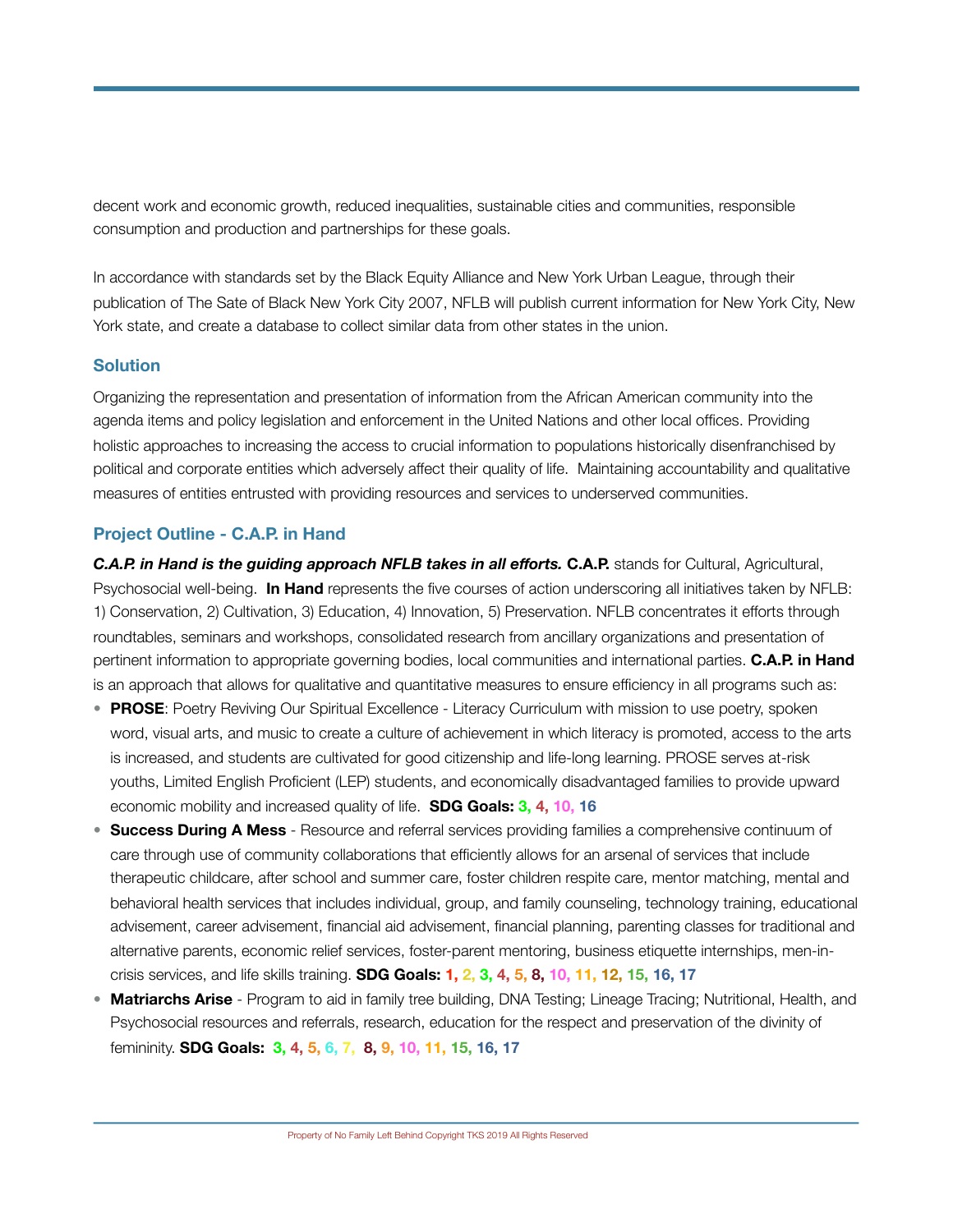decent work and economic growth, reduced inequalities, sustainable cities and communities, responsible consumption and production and partnerships for these goals.

In accordance with standards set by the Black Equity Alliance and New York Urban League, through their publication of The Sate of Black New York City 2007, NFLB will publish current information for New York City, New York state, and create a database to collect similar data from other states in the union.

### Solution

Organizing the representation and presentation of information from the African American community into the agenda items and policy legislation and enforcement in the United Nations and other local offices. Providing holistic approaches to increasing the access to crucial information to populations historically disenfranchised by political and corporate entities which adversely affect their quality of life. Maintaining accountability and qualitative measures of entities entrusted with providing resources and services to underserved communities.

### Project Outline - C.A.P. in Hand

***C.A.P. in Hand is the guiding approach NFLB takes in all efforts.*** **C.A.P.** stands for Cultural, Agricultural, Psychosocial well-being. **In Hand** represents the five courses of action underscoring all initiatives taken by NFLB: 1) Conservation, 2) Cultivation, 3) Education, 4) Innovation, 5) Preservation. NFLB concentrates it efforts through roundtables, seminars and workshops, consolidated research from ancillary organizations and presentation of pertinent information to appropriate governing bodies, local communities and international parties. **C.A.P. in Hand** is an approach that allows for qualitative and quantitative measures to ensure efficiency in all programs such as:

- **PROSE**: Poetry Reviving Our Spiritual Excellence - Literacy Curriculum with mission to use poetry, spoken word, visual arts, and music to create a culture of achievement in which literacy is promoted, access to the arts is increased, and students are cultivated for good citizenship and life-long learning. PROSE serves at-risk youths, Limited English Proficient (LEP) students, and economically disadvantaged families to provide upward economic mobility and increased quality of life. **SDG Goals: 3, 4, 10, 16**
- **Success During A Mess** - Resource and referral services providing families a comprehensive continuum of care through use of community collaborations that efficiently allows for an arsenal of services that include therapeutic childcare, after school and summer care, foster children respite care, mentor matching, mental and behavioral health services that includes individual, group, and family counseling, technology training, educational advisement, career advisement, financial aid advisement, financial planning, parenting classes for traditional and alternative parents, economic relief services, foster-parent mentoring, business etiquette internships, men-in-crisis services, and life skills training. **SDG Goals: 1, 2, 3, 4, 5, 8, 10, 11, 12, 15, 16, 17**
- **Matriarchs Arise** - Program to aid in family tree building, DNA Testing; Lineage Tracing; Nutritional, Health, and Psychosocial resources and referrals, research, education for the respect and preservation of the divinity of femininity. **SDG Goals: 3, 4, 5, 6, 7, 8, 9, 10, 11, 15, 16, 17**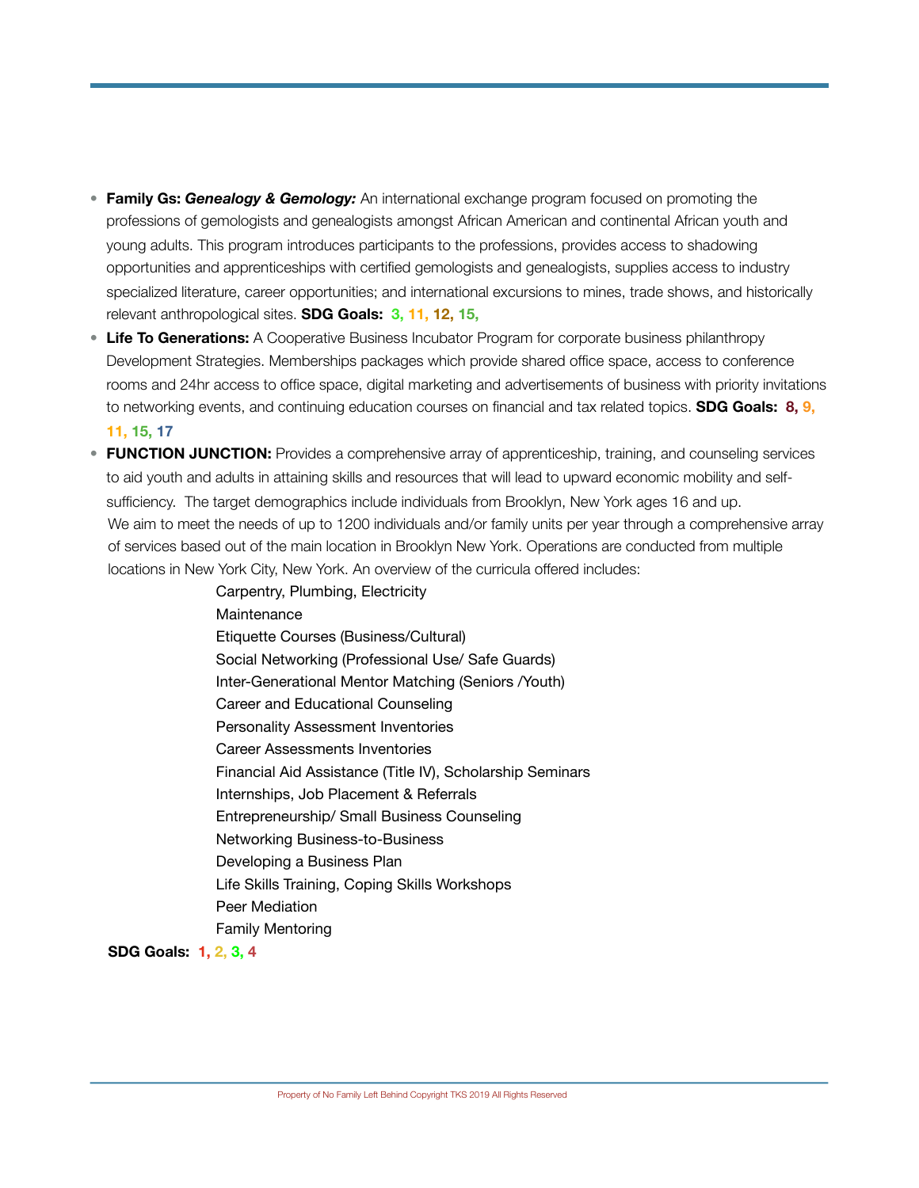- **Family Gs: *Genealogy & Gemology:*** An international exchange program focused on promoting the professions of gemologists and genealogists amongst African American and continental African youth and young adults. This program introduces participants to the professions, provides access to shadowing opportunities and apprenticeships with certified gemologists and genealogists, supplies access to industry specialized literature, career opportunities; and international excursions to mines, trade shows, and historically relevant anthropological sites. **SDG Goals: 3, 11, 12, 15,**
- **Life To Generations:** A Cooperative Business Incubator Program for corporate business philanthropy Development Strategies. Memberships packages which provide shared office space, access to conference rooms and 24hr access to office space, digital marketing and advertisements of business with priority invitations to networking events, and continuing education courses on financial and tax related topics. **SDG Goals: 8, 9, 11, 15, 17**
- **FUNCTION JUNCTION:** Provides a comprehensive array of apprenticeship, training, and counseling services to aid youth and adults in attaining skills and resources that will lead to upward economic mobility and self-sufficiency. The target demographics include individuals from Brooklyn, New York ages 16 and up. We aim to meet the needs of up to 1200 individuals and/or family units per year through a comprehensive array of services based out of the main location in Brooklyn New York. Operations are conducted from multiple locations in New York City, New York. An overview of the curricula offered includes:

  Carpentry, Plumbing, Electricity
  Maintenance
  Etiquette Courses (Business/Cultural)
  Social Networking (Professional Use/ Safe Guards)
  Inter-Generational Mentor Matching (Seniors /Youth)
  Career and Educational Counseling
  Personality Assessment Inventories
  Career Assessments Inventories
  Financial Aid Assistance (Title IV), Scholarship Seminars
  Internships, Job Placement & Referrals
  Entrepreneurship/ Small Business Counseling
  Networking Business-to-Business
  Developing a Business Plan
  Life Skills Training, Coping Skills Workshops
  Peer Mediation
  Family Mentoring

  **SDG Goals: 1, 2, 3, 4**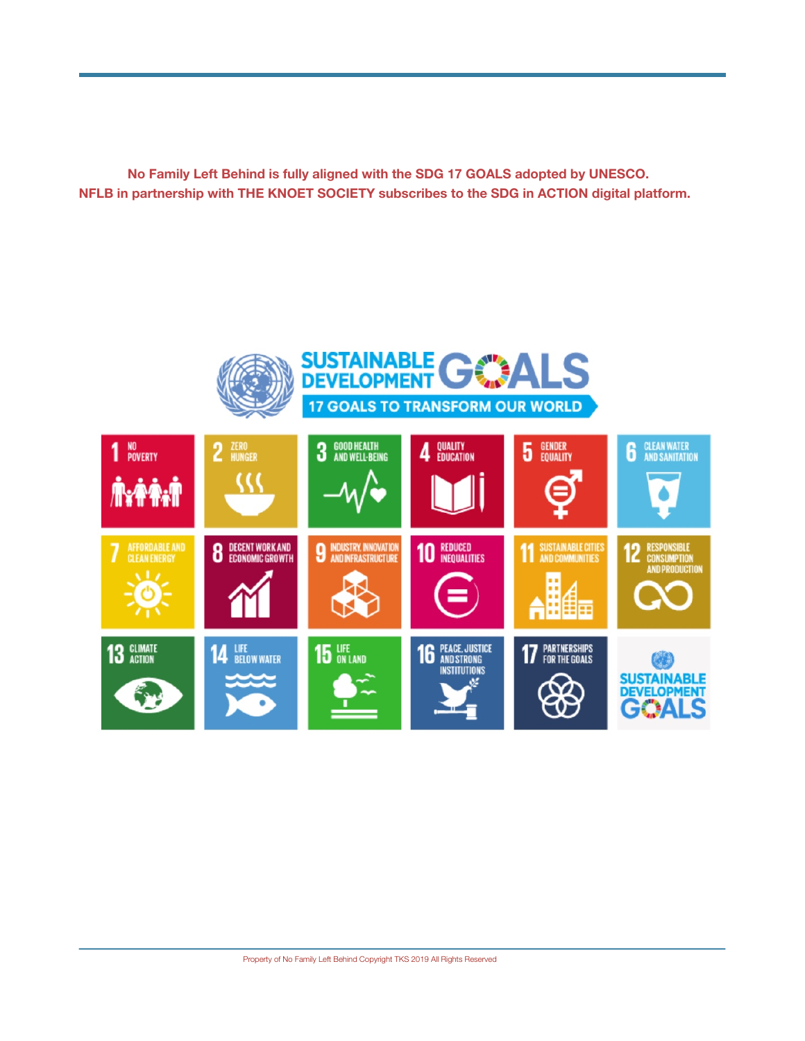**No Family Left Behind is fully aligned with the SDG 17 GOALS adopted by UNESCO.**
**NFLB in partnership with THE KNOET SOCIETY subscribes to the SDG in ACTION digital platform.**

SUSTAINABLE DEVELOPMENT GOALS

17 GOALS TO TRANSFORM OUR WORLD

1. NO POVERTY
2. ZERO HUNGER
3. GOOD HEALTH AND WELL-BEING
4. QUALITY EDUCATION
5. GENDER EQUALITY
6. CLEAN WATER AND SANITATION
7. AFFORDABLE AND CLEAN ENERGY
8. DECENT WORK AND ECONOMIC GROWTH
9. INDUSTRY, INNOVATION AND INFRASTRUCTURE
10. REDUCED INEQUALITIES
11. SUSTAINABLE CITIES AND COMMUNITIES
12. RESPONSIBLE CONSUMPTION AND PRODUCTION
13. CLIMATE ACTION
14. LIFE BELOW WATER
15. LIFE ON LAND
16. PEACE, JUSTICE AND STRONG INSTITUTIONS
17. PARTNERSHIPS FOR THE GOALS

SUSTAINABLE DEVELOPMENT GOALS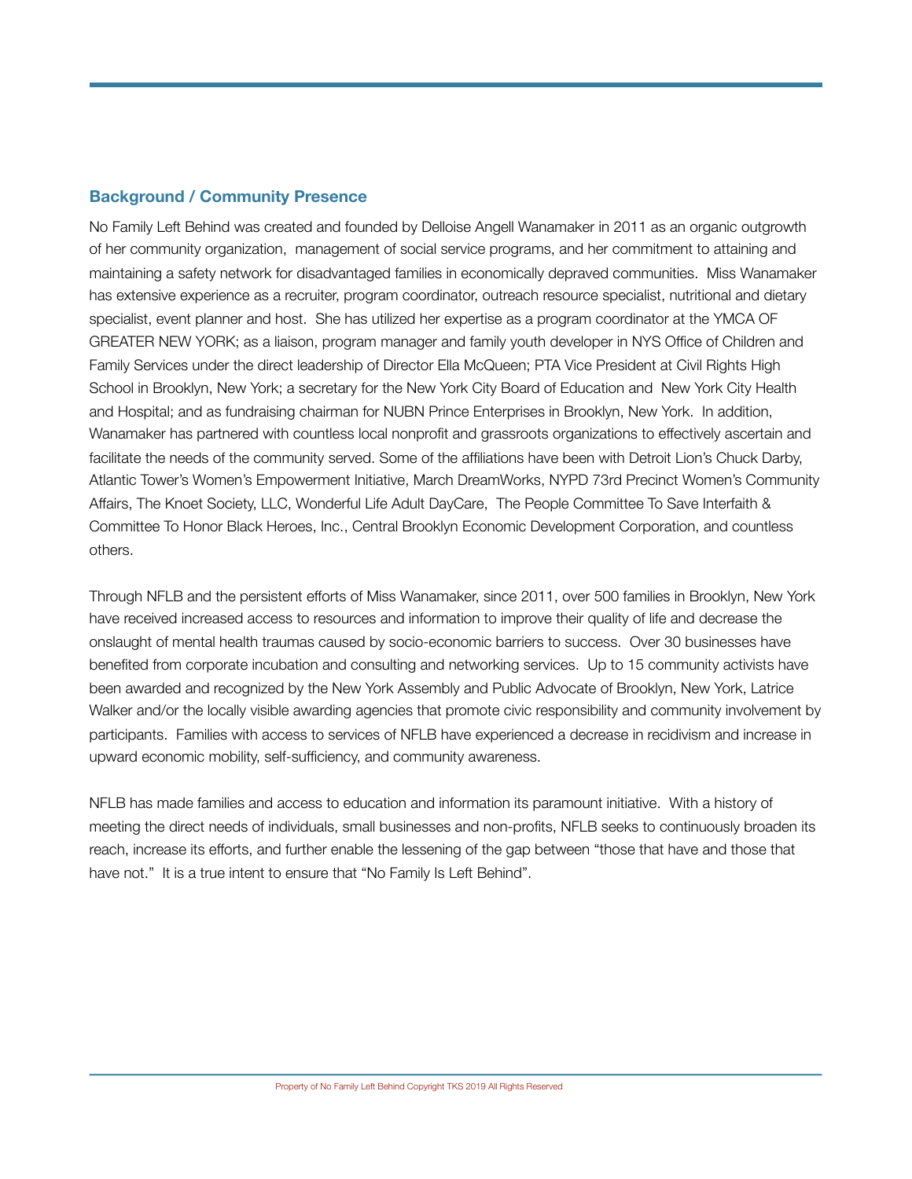## Background / Community Presence

No Family Left Behind was created and founded by Delloise Angell Wanamaker in 2011 as an organic outgrowth of her community organization, management of social service programs, and her commitment to attaining and maintaining a safety network for disadvantaged families in economically depraved communities. Miss Wanamaker has extensive experience as a recruiter, program coordinator, outreach resource specialist, nutritional and dietary specialist, event planner and host. She has utilized her expertise as a program coordinator at the YMCA OF GREATER NEW YORK; as a liaison, program manager and family youth developer in NYS Office of Children and Family Services under the direct leadership of Director Ella McQueen; PTA Vice President at Civil Rights High School in Brooklyn, New York; a secretary for the New York City Board of Education and New York City Health and Hospital; and as fundraising chairman for NUBN Prince Enterprises in Brooklyn, New York. In addition, Wanamaker has partnered with countless local nonprofit and grassroots organizations to effectively ascertain and facilitate the needs of the community served. Some of the affiliations have been with Detroit Lion's Chuck Darby, Atlantic Tower's Women's Empowerment Initiative, March DreamWorks, NYPD 73rd Precinct Women's Community Affairs, The Knoet Society, LLC, Wonderful Life Adult DayCare, The People Committee To Save Interfaith & Committee To Honor Black Heroes, Inc., Central Brooklyn Economic Development Corporation, and countless others.

Through NFLB and the persistent efforts of Miss Wanamaker, since 2011, over 500 families in Brooklyn, New York have received increased access to resources and information to improve their quality of life and decrease the onslaught of mental health traumas caused by socio-economic barriers to success. Over 30 businesses have benefited from corporate incubation and consulting and networking services. Up to 15 community activists have been awarded and recognized by the New York Assembly and Public Advocate of Brooklyn, New York, Latrice Walker and/or the locally visible awarding agencies that promote civic responsibility and community involvement by participants. Families with access to services of NFLB have experienced a decrease in recidivism and increase in upward economic mobility, self-sufficiency, and community awareness.

NFLB has made families and access to education and information its paramount initiative. With a history of meeting the direct needs of individuals, small businesses and non-profits, NFLB seeks to continuously broaden its reach, increase its efforts, and further enable the lessening of the gap between "those that have and those that have not." It is a true intent to ensure that "No Family Is Left Behind".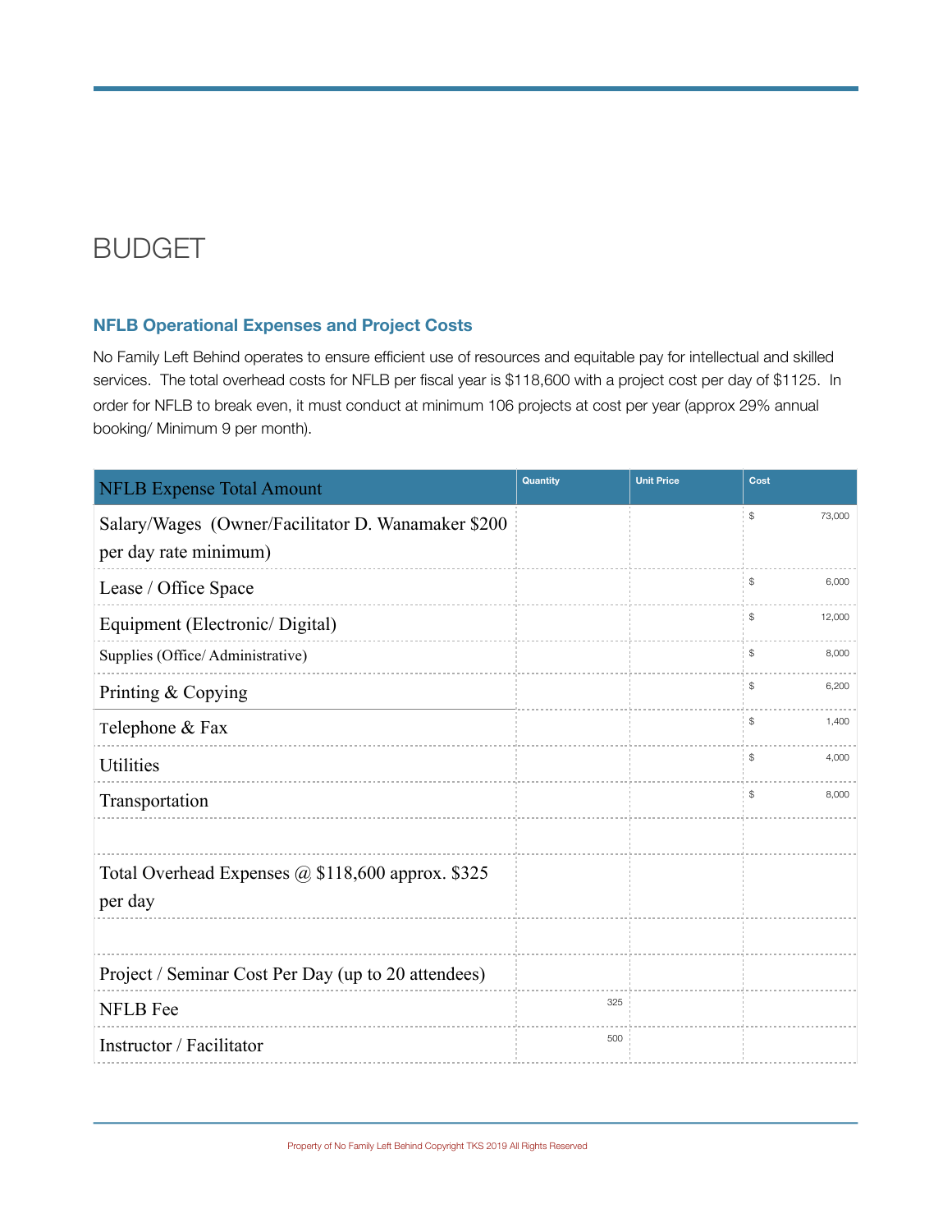# BUDGET

## NFLB Operational Expenses and Project Costs

No Family Left Behind operates to ensure efficient use of resources and equitable pay for intellectual and skilled services. The total overhead costs for NFLB per fiscal year is $118,600 with a project cost per day of $1125. In order for NFLB to break even, it must conduct at minimum 106 projects at cost per year (approx 29% annual booking/ Minimum 9 per month).

| NFLB Expense Total Amount | Quantity | Unit Price | Cost |
|---|---|---|---|
| Salary/Wages (Owner/Facilitator D. Wanamaker $200 per day rate minimum) | | | $ 73,000 |
| Lease / Office Space | | | $ 6,000 |
| Equipment (Electronic/ Digital) | | | $ 12,000 |
| Supplies (Office/ Administrative) | | | $ 8,000 |
| Printing & Copying | | | $ 6,200 |
| Telephone & Fax | | | $ 1,400 |
| Utilities | | | $ 4,000 |
| Transportation | | | $ 8,000 |
| | | | |
| Total Overhead Expenses @ $118,600 approx. $325 per day | | | |
| | | | |
| Project / Seminar Cost Per Day (up to 20 attendees) | | | |
| NFLB Fee | 325 | | |
| Instructor / Facilitator | 500 | | |

Property of No Family Left Behind Copyright TKS 2019 All Rights Reserved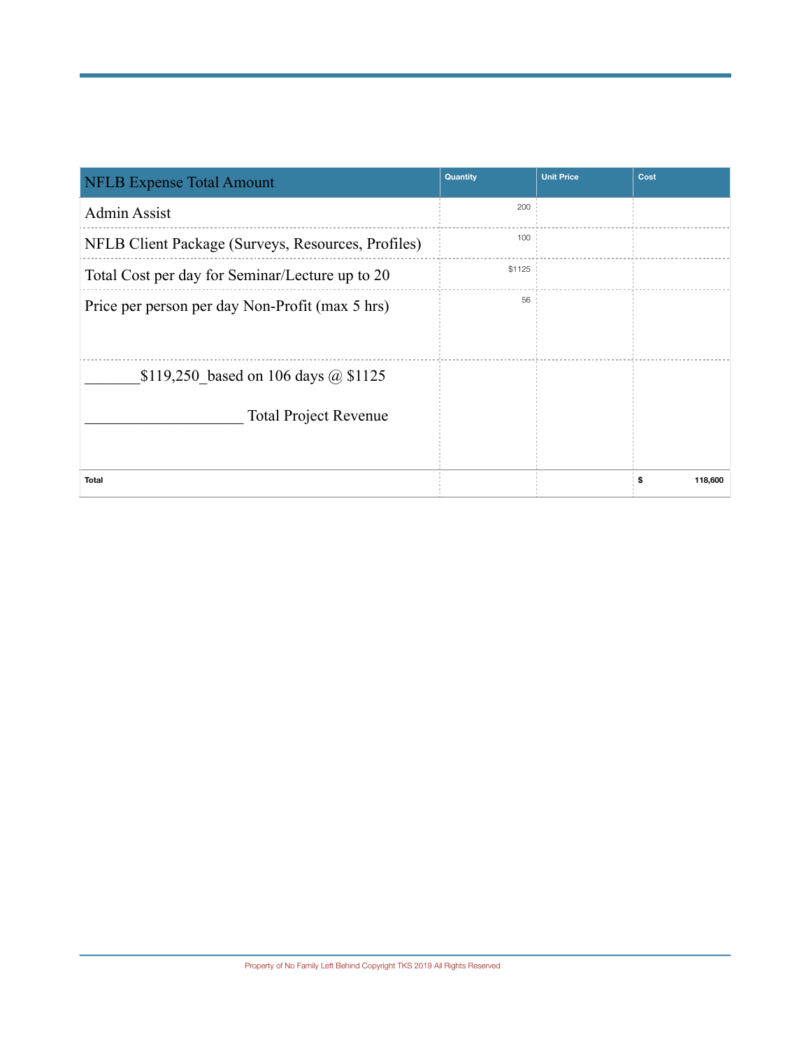| NFLB Expense Total Amount | Quantity | Unit Price | Cost |
|---|---|---|---|
| Admin Assist | 200 | | |
| NFLB Client Package (Surveys, Resources, Profiles) | 100 | | |
| Total Cost per day for Seminar/Lecture up to 20 | $1125 | | |
| Price per person per day Non-Profit (max 5 hrs) | 56 | | |
| _______$119,250_based on 106 days @ $1125<br><br>____________________ Total Project Revenue | | | |
| Total | | | $ 118,600 |